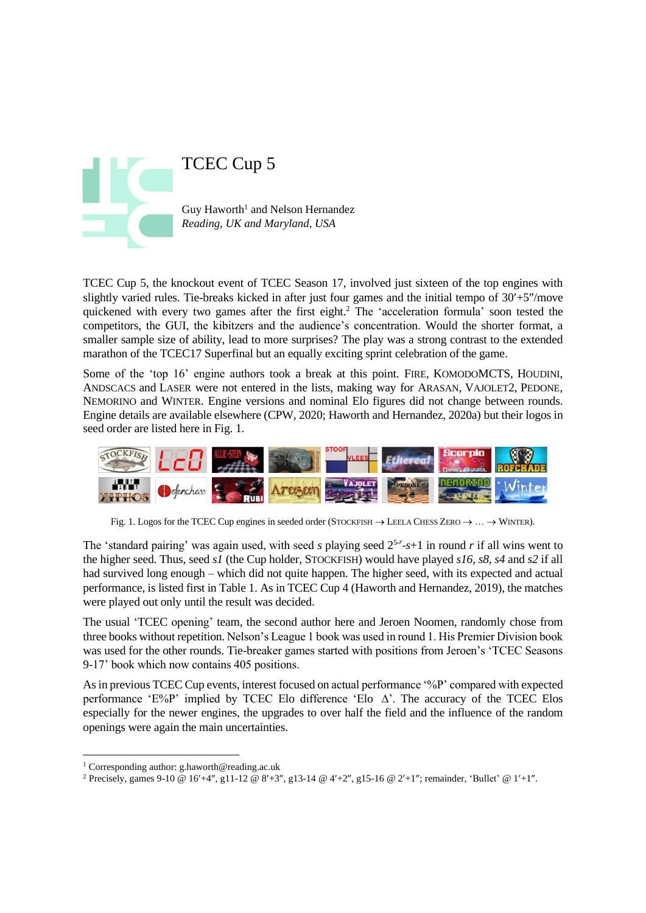# TCEC Cup 5

Guy Haworth[1] and Nelson Hernandez
*Reading, UK and Maryland, USA*

TCEC Cup 5, the knockout event of TCEC Season 17, involved just sixteen of the top engines with slightly varied rules. Tie-breaks kicked in after just four games and the initial tempo of 30′+5″/move quickened with every two games after the first eight.[2] The 'acceleration formula' soon tested the competitors, the GUI, the kibitzers and the audience's concentration. Would the shorter format, a smaller sample size of ability, lead to more surprises? The play was a strong contrast to the extended marathon of the TCEC17 Superfinal but an equally exciting sprint celebration of the game.

Some of the 'top 16' engine authors took a break at this point. FIRE, KOMODOMCTS, HOUDINI, ANDSCACS and LASER were not entered in the lists, making way for ARASAN, VAJOLET2, PEDONE, NEMORINO and WINTER. Engine versions and nominal Elo figures did not change between rounds. Engine details are available elsewhere (CPW, 2020; Haworth and Hernandez, 2020a) but their logos in seed order are listed here in Fig. 1.

Fig. 1. Logos for the TCEC Cup engines in seeded order (STOCKFISH → LEELA CHESS ZERO → … → WINTER).

The 'standard pairing' was again used, with seed *s* playing seed $2^{5-r}$-*s*+1 in round *r* if all wins went to the higher seed. Thus, seed *s1* (the Cup holder, STOCKFISH) would have played *s16*, *s8*, *s4* and *s2* if all had survived long enough – which did not quite happen. The higher seed, with its expected and actual performance, is listed first in Table 1. As in TCEC Cup 4 (Haworth and Hernandez, 2019), the matches were played out only until the result was decided.

The usual 'TCEC opening' team, the second author here and Jeroen Noomen, randomly chose from three books without repetition. Nelson's League 1 book was used in round 1. His Premier Division book was used for the other rounds. Tie-breaker games started with positions from Jeroen's 'TCEC Seasons 9-17' book which now contains 405 positions.

As in previous TCEC Cup events, interest focused on actual performance '%P' compared with expected performance 'E%P' implied by TCEC Elo difference 'Elo Δ'. The accuracy of the TCEC Elos especially for the newer engines, the upgrades to over half the field and the influence of the random openings were again the main uncertainties.

[1] Corresponding author: g.haworth@reading.ac.uk

[2] Precisely, games 9-10 @ 16′+4″, g11-12 @ 8′+3″, g13-14 @ 4′+2″, g15-16 @ 2′+1″; remainder, 'Bullet' @ 1′+1″.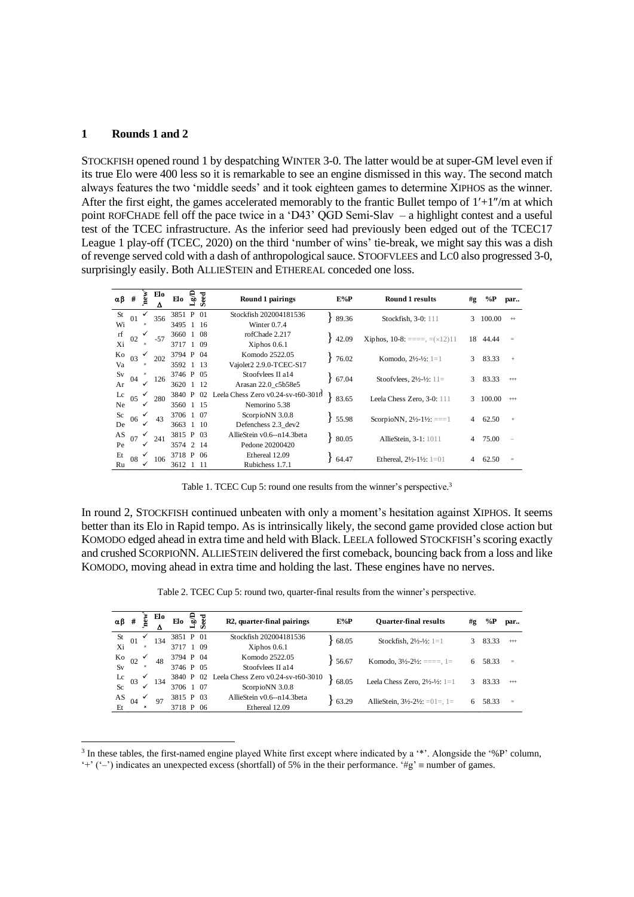## 1 Rounds 1 and 2

STOCKFISH opened round 1 by despatching WINTER 3-0. The latter would be at super-GM level even if its true Elo were 400 less so it is remarkable to see an engine dismissed in this way. The second match always features the two 'middle seeds' and it took eighteen games to determine XIPHOS as the winner. After the first eight, the games accelerated memorably to the frantic Bullet tempo of 1′+1″/m at which point ROFCHADE fell off the pace twice in a 'D43' QGD Semi-Slav – a highlight contest and a useful test of the TCEC infrastructure. As the inferior seed had previously been edged out of the TCEC17 League 1 play-off (TCEC, 2020) on the third 'number of wins' tie-break, we might say this was a dish of revenge served cold with a dash of anthropological sauce. STOOFVLEES and LC0 also progressed 3-0, surprisingly easily. Both ALLIESTEIN and ETHEREAL conceded one loss.

| αβ | # | 'new' | Elo Δ | Elo | Lg/D | Seed | Round 1 pairings | E%P | Round 1 results | #g | %P | par.. |
|---|---|---|---|---|---|---|---|---|---|---|---|---|
| St | 01 | ✓ | 356 | 3851 | P | 01 | Stockfish 202004181536 | 89.36 | Stockfish, 3-0: 111 | 3 | 100.00 | ++ |
| Wi | | × | | 3495 | 1 | 16 | Winter 0.7.4 | | | | | |
| rf | 02 | ✓ | -57 | 3660 | 1 | 08 | rofChade 2.217 | 42.09 | Xiphos, 10-8: ====, =(×12)11 | 18 | 44.44 | = |
| Xi | | × | | 3717 | 1 | 09 | Xiphos 0.6.1 | | | | | |
| Ko | 03 | ✓ | 202 | 3794 | P | 04 | Komodo 2522.05 | 76.02 | Komodo, 2½-½: 1=1 | 3 | 83.33 | + |
| Va | | × | | 3592 | 1 | 13 | Vajolet2 2.9.0-TCEC-S17 | | | | | |
| Sv | 04 | × | 126 | 3746 | P | 05 | Stoofvlees II a14 | 67.04 | Stoofvlees, 2½-½: 11= | 3 | 83.33 | +++ |
| Ar | | ✓ | | 3620 | 1 | 12 | Arasan 22.0_c5b58e5 | | | | | |
| Lc | 05 | ✓ | 280 | 3840 | P | 02 | Leela Chess Zero v0.24-sv-t60-3010 | 83.65 | Leela Chess Zero, 3-0: 111 | 3 | 100.00 | +++ |
| Ne | | ✓ | | 3560 | 1 | 15 | Nemorino 5.38 | | | | | |
| Sc | 06 | ✓ | 43 | 3706 | 1 | 07 | ScorpioNN 3.0.8 | 55.98 | ScorpioNN, 2½-1½: ===1 | 4 | 62.50 | + |
| De | | ✓ | | 3663 | 1 | 10 | Defenchess 2.3_dev2 | | | | | |
| AS | 07 | ✓ | 241 | 3815 | P | 03 | AllieStein v0.6--n14.3beta | 80.05 | AllieStein, 3-1: 1011 | 4 | 75.00 | – |
| Pe | | ✓ | | 3574 | 2 | 14 | Pedone 20200420 | | | | | |
| Et | 08 | ✓ | 106 | 3718 | P | 06 | Ethereal 12.09 | 64.47 | Ethereal, 2½-1½: 1=01 | 4 | 62.50 | = |
| Ru | | ✓ | | 3612 | 1 | 11 | Rubichess 1.7.1 | | | | | |

Table 1. TCEC Cup 5: round one results from the winner's perspective.[3]

In round 2, STOCKFISH continued unbeaten with only a moment's hesitation against XIPHOS. It seems better than its Elo in Rapid tempo. As is intrinsically likely, the second game provided close action but KOMODO edged ahead in extra time and held with Black. LEELA followed STOCKFISH's scoring exactly and crushed SCORPIONN. ALLIESTEIN delivered the first comeback, bouncing back from a loss and like KOMODO, moving ahead in extra time and holding the last. These engines have no nerves.

Table 2. TCEC Cup 5: round two, quarter-final results from the winner's perspective.

| αβ | # | 'new' | Elo Δ | Elo | Lg/D | Seed | R2, quarter-final pairings | E%P | Quarter-final results | #g | %P | par.. |
|---|---|---|---|---|---|---|---|---|---|---|---|---|
| St | 01 | ✓ | 134 | 3851 | P | 01 | Stockfish 202004181536 | 68.05 | Stockfish, 2½-½: 1=1 | 3 | 83.33 | +++ |
| Xi | | × | | 3717 | 1 | 09 | Xiphos 0.6.1 | | | | | |
| Ko | 02 | ✓ | 48 | 3794 | P | 04 | Komodo 2522.05 | 56.67 | Komodo, 3½-2½: ====, 1= | 6 | 58.33 | = |
| Sv | | × | | 3746 | P | 05 | Stoofvlees II a14 | | | | | |
| Lc | 03 | ✓ | 134 | 3840 | P | 02 | Leela Chess Zero v0.24-sv-t60-3010 | 68.05 | Leela Chess Zero, 2½-½: 1=1 | 3 | 83.33 | +++ |
| Sc | | ✓ | | 3706 | 1 | 07 | ScorpioNN 3.0.8 | | | | | |
| AS | 04 | ✓ | 97 | 3815 | P | 03 | AllieStein v0.6--n14.3beta | 63.29 | AllieStein, 3½-2½: =01=, 1= | 6 | 58.33 | = |
| Et | | × | | 3718 | P | 06 | Ethereal 12.09 | | | | | |

[3] In these tables, the first-named engine played White first except where indicated by a '*'. Alongside the '%P' column, '+' ('–') indicates an unexpected excess (shortfall) of 5% in the their performance. '#g' ≡ number of games.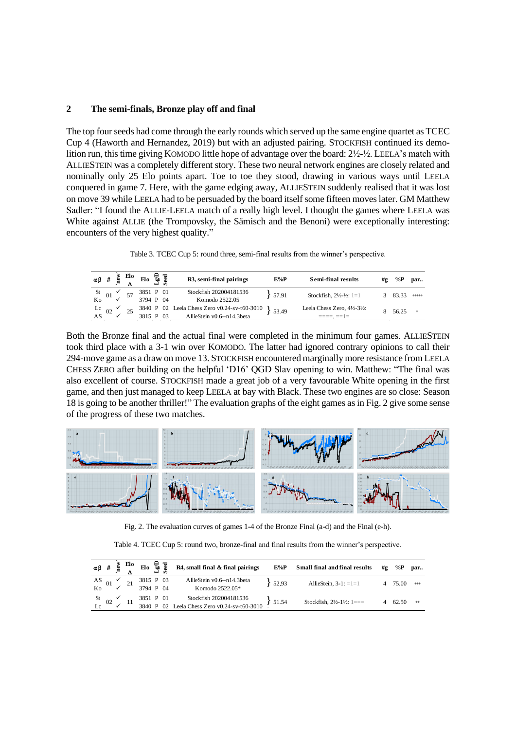## 2 The semi-finals, Bronze play off and final

The top four seeds had come through the early rounds which served up the same engine quartet as TCEC Cup 4 (Haworth and Hernandez, 2019) but with an adjusted pairing. STOCKFISH continued its demolition run, this time giving KOMODO little hope of advantage over the board: 2½-½. LEELA's match with ALLIESTEIN was a completely different story. These two neural network engines are closely related and nominally only 25 Elo points apart. Toe to toe they stood, drawing in various ways until LEELA conquered in game 7. Here, with the game edging away, ALLIESTEIN suddenly realised that it was lost on move 39 while LEELA had to be persuaded by the board itself some fifteen moves later. GM Matthew Sadler: "I found the ALLIE-LEELA match of a really high level. I thought the games where LEELA was White against ALLIE (the Trompovsky, the Sämisch and the Benoni) were exceptionally interesting: encounters of the very highest quality."

Table 3. TCEC Cup 5: round three, semi-final results from the winner's perspective.

| αβ | # | 'new' | Elo Δ | Elo | Lg/D | Seed | R3, semi-final pairings | E%P | Semi-final results | #g | %P | par.. |
|---|---|---|---|---|---|---|---|---|---|---|---|---|
| St | 01 | ✓ | 57 | 3851 | P | 01 | Stockfish 202004181536 | 57.91 | Stockfish, 2½-½: 1=1 | 3 | 83.33 | +++++ |
| Ko | | ✓ | | 3794 | P | 04 | Komodo 2522.05 | | | | | |
| Lc | 02 | ✓ | 25 | 3840 | P | 02 | Leela Chess Zero v0.24-sv-t60-3010 | 53.49 | Leela Chess Zero, 4½-3½: ====, ==1= | 8 | 56.25 | = |
| AS | | ✓ | | 3815 | P | 03 | AllieStein v0.6--n14.3beta | | | | | |

Both the Bronze final and the actual final were completed in the minimum four games. ALLIESTEIN took third place with a 3-1 win over KOMODO. The latter had ignored contrary opinions to call their 294-move game as a draw on move 13. STOCKFISH encountered marginally more resistance from LEELA CHESS ZERO after building on the helpful 'D16' QGD Slav opening to win. Matthew: "The final was also excellent of course. STOCKFISH made a great job of a very favourable White opening in the first game, and then just managed to keep LEELA at bay with Black. These two engines are so close: Season 18 is going to be another thriller!" The evaluation graphs of the eight games as in Fig. 2 give some sense of the progress of these two matches.

Fig. 2. The evaluation curves of games 1-4 of the Bronze Final (a-d) and the Final (e-h).

Table 4. TCEC Cup 5: round two, bronze-final and final results from the winner's perspective.

| αβ | # | 'new' | Elo Δ | Elo | Lg/D | Seed | R4, small final & final pairings | E%P | Small final and final results | #g | %P | par.. |
|---|---|---|---|---|---|---|---|---|---|---|---|---|
| AS | 01 | ✓ | 21 | 3815 | P | 03 | AllieStein v0.6--n14.3beta | 52,93 | AllieStein, 3-1: =1=1 | 4 | 75.00 | +++ |
| Ko | | ✓ | | 3794 | P | 04 | Komodo 2522.05* | | | | | |
| St | 02 | ✓ | 11 | 3851 | P | 01 | Stockfish 202004181536 | 51.54 | Stockfish, 2½-1½: 1=== | 4 | 62.50 | ++ |
| Lc | | ✓ | | 3840 | P | 02 | Leela Chess Zero v0.24-sv-t60-3010 | | | | | |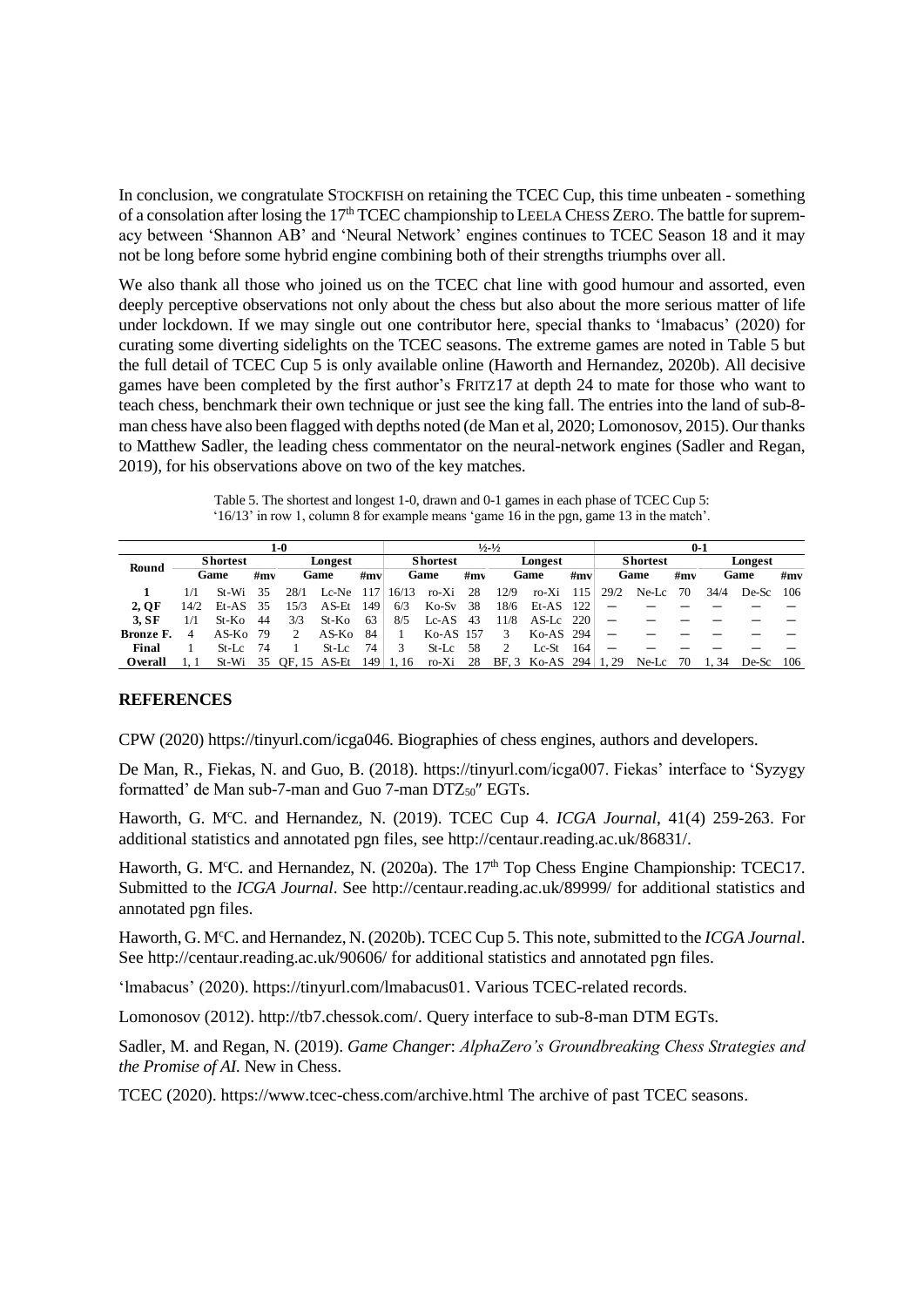In conclusion, we congratulate STOCKFISH on retaining the TCEC Cup, this time unbeaten - something of a consolation after losing the 17th TCEC championship to LEELA CHESS ZERO. The battle for supremacy between 'Shannon AB' and 'Neural Network' engines continues to TCEC Season 18 and it may not be long before some hybrid engine combining both of their strengths triumphs over all.

We also thank all those who joined us on the TCEC chat line with good humour and assorted, even deeply perceptive observations not only about the chess but also about the more serious matter of life under lockdown. If we may single out one contributor here, special thanks to 'lmabacus' (2020) for curating some diverting sidelights on the TCEC seasons. The extreme games are noted in Table 5 but the full detail of TCEC Cup 5 is only available online (Haworth and Hernandez, 2020b). All decisive games have been completed by the first author's FRITZ17 at depth 24 to mate for those who want to teach chess, benchmark their own technique or just see the king fall. The entries into the land of sub-8-man chess have also been flagged with depths noted (de Man et al, 2020; Lomonosov, 2015). Our thanks to Matthew Sadler, the leading chess commentator on the neural-network engines (Sadler and Regan, 2019), for his observations above on two of the key matches.

Table 5. The shortest and longest 1-0, drawn and 0-1 games in each phase of TCEC Cup 5: '16/13' in row 1, column 8 for example means 'game 16 in the pgn, game 13 in the match'.

| Round | 1-0 | | | | | | ½-½ | | | | | | 0-1 | | | | | |
|---|---|---|---|---|---|---|---|---|---|---|---|---|---|---|---|---|---|---|
| | Shortest | | | Longest | | | Shortest | | | Longest | | | Shortest | | | Longest | | |
| | Game | | #mv | Game | | #mv | Game | | #mv | Game | | #mv | Game | | #mv | Game | | #mv |
| **1** | 1/1 | St-Wi | 35 | 28/1 | Lc-Ne | 117 | 16/13 | ro-Xi | 28 | 12/9 | ro-Xi | 115 | 29/2 | Ne-Lc | 70 | 34/4 | De-Sc | 106 |
| **2, QF** | 14/2 | Et-AS | 35 | 15/3 | AS-Et | 149 | 6/3 | Ko-Sv | 38 | 18/6 | Et-AS | 122 | — | — | — | — | — | — |
| **3, SF** | 1/1 | St-Ko | 44 | 3/3 | St-Ko | 63 | 8/5 | Lc-AS | 43 | 11/8 | AS-Lc | 220 | — | — | — | — | — | — |
| **Bronze F.** | 4 | AS-Ko | 79 | 2 | AS-Ko | 84 | 1 | Ko-AS | 157 | 3 | Ko-AS | 294 | — | — | — | — | — | — |
| **Final** | 1 | St-Lc | 74 | 1 | St-Lc | 74 | 3 | St-Lc | 58 | 2 | Lc-St | 164 | — | — | — | — | — | — |
| **Overall** | 1, 1 | St-Wi | 35 | QF, 15 | AS-Et | 149 | 1, 16 | ro-Xi | 28 | BF, 3 | Ko-AS | 294 | 1, 29 | Ne-Lc | 70 | 1, 34 | De-Sc | 106 |

## REFERENCES

CPW (2020) https://tinyurl.com/icga046. Biographies of chess engines, authors and developers.

De Man, R., Fiekas, N. and Guo, B. (2018). https://tinyurl.com/icga007. Fiekas' interface to 'Syzygy formatted' de Man sub-7-man and Guo 7-man $DTZ_{50}$″ EGTs.

Haworth, G. McC. and Hernandez, N. (2019). TCEC Cup 4. *ICGA Journal*, 41(4) 259-263. For additional statistics and annotated pgn files, see http://centaur.reading.ac.uk/86831/.

Haworth, G. McC. and Hernandez, N. (2020a). The 17th Top Chess Engine Championship: TCEC17. Submitted to the *ICGA Journal*. See http://centaur.reading.ac.uk/89999/ for additional statistics and annotated pgn files.

Haworth, G. McC. and Hernandez, N. (2020b). TCEC Cup 5. This note, submitted to the *ICGA Journal*. See http://centaur.reading.ac.uk/90606/ for additional statistics and annotated pgn files.

'lmabacus' (2020). https://tinyurl.com/lmabacus01. Various TCEC-related records.

Lomonosov (2012). http://tb7.chessok.com/. Query interface to sub-8-man DTM EGTs.

Sadler, M. and Regan, N. (2019). *Game Changer*: *AlphaZero's Groundbreaking Chess Strategies and the Promise of AI.* New in Chess.

TCEC (2020). https://www.tcec-chess.com/archive.html The archive of past TCEC seasons.